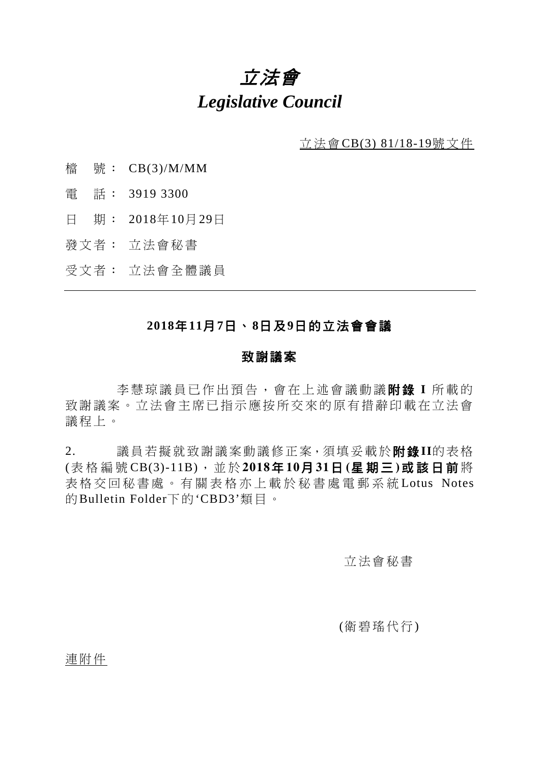# *立法會*

# *Legislative Council*

立法會CB(3) 81/18-19號文件

檔　號：　CB(3)/M/MM

電　話：　3919 3300

日　期：　2018年10月29日

發文者：　立法會秘書

受文者：　立法會全體議員

---

## 2018年11月7日、8日及9日的立法會會議

## 致謝議案

李慧琼議員已作出預告，會在上述會議動議**附錄 I** 所載的致謝議案。立法會主席已指示應按所交來的原有措辭印載在立法會議程上。

2. 議員若擬就致謝議案動議修正案，須填妥載於**附錄II**的表格(表格編號CB(3)-11B)，並於**2018年10月31日(星期三)或該日前**將表格交回秘書處。有關表格亦上載於秘書處電郵系統Lotus Notes的Bulletin Folder下的'CBD3'類目。

立法會秘書

(衛碧瑤代行)

連附件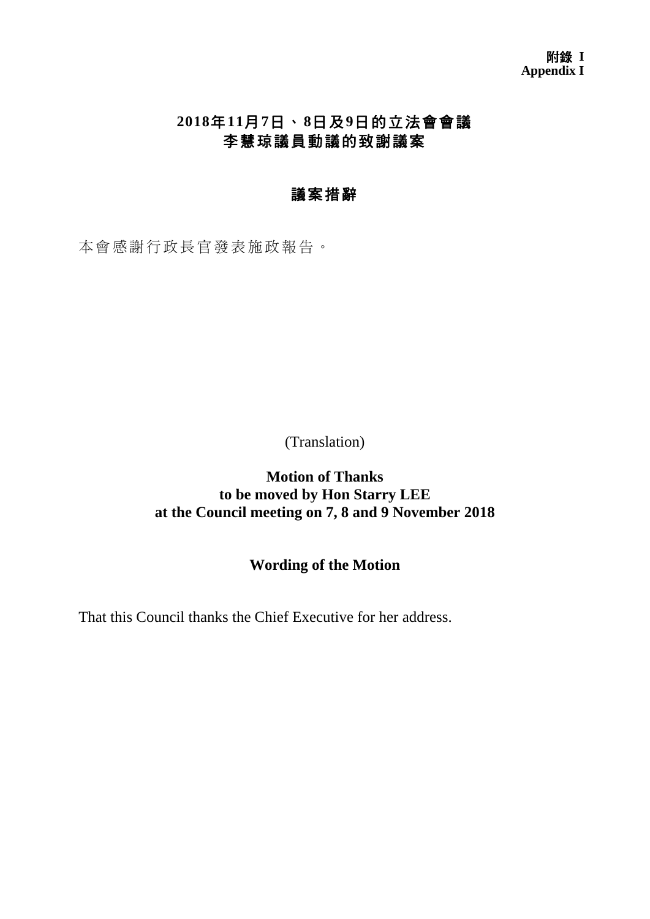**附錄 I**
**Appendix I**

# 2018年11月7日、8日及9日的立法會會議
# 李慧琼議員動議的致謝議案

## 議案措辭

本會感謝行政長官發表施政報告。

(Translation)

# Motion of Thanks
# to be moved by Hon Starry LEE
# at the Council meeting on 7, 8 and 9 November 2018

## Wording of the Motion

That this Council thanks the Chief Executive for her address.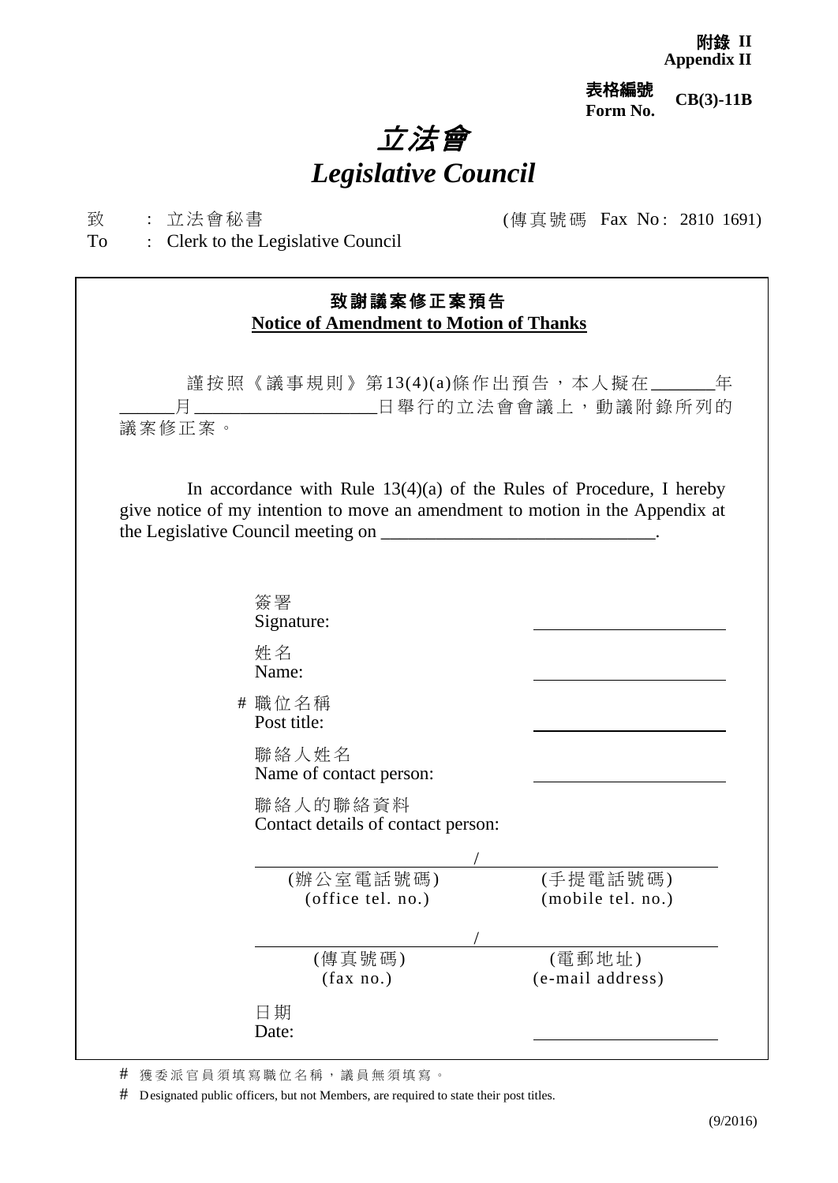**附錄 II**
**Appendix II**

**表格編號 Form No.** **CB(3)-11B**

# *立法會*
# *Legislative Council*

致　：立法會秘書　　　　　　　　　　　　(傳真號碼 Fax No: 2810 1691)
To　: Clerk to the Legislative Council

## 致謝議案修正案預告
## Notice of Amendment to Motion of Thanks

謹按照《議事規則》第13(4)(a)條作出預告，本人擬在_______年______月____________________日舉行的立法會會議上，動議附錄所列的議案修正案。

In accordance with Rule 13(4)(a) of the Rules of Procedure, I hereby give notice of my intention to move an amendment to motion in the Appendix at the Legislative Council meeting on ______________________________.

簽署
Signature: ______________________

姓名
Name: ______________________

# 職位名稱
Post title: ______________________

聯絡人姓名
Name of contact person: ______________________

聯絡人的聯絡資料
Contact details of contact person:

______________________ / ______________________
(辦公室電話號碼)　(手提電話號碼)
(office tel. no.)　(mobile tel. no.)

______________________ / ______________________
(傳真號碼)　(電郵地址)
(fax no.)　(e-mail address)

日期
Date: ______________________

# 獲委派官員須填寫職位名稱，議員無須填寫。

# Designated public officers, but not Members, are required to state their post titles.

(9/2016)